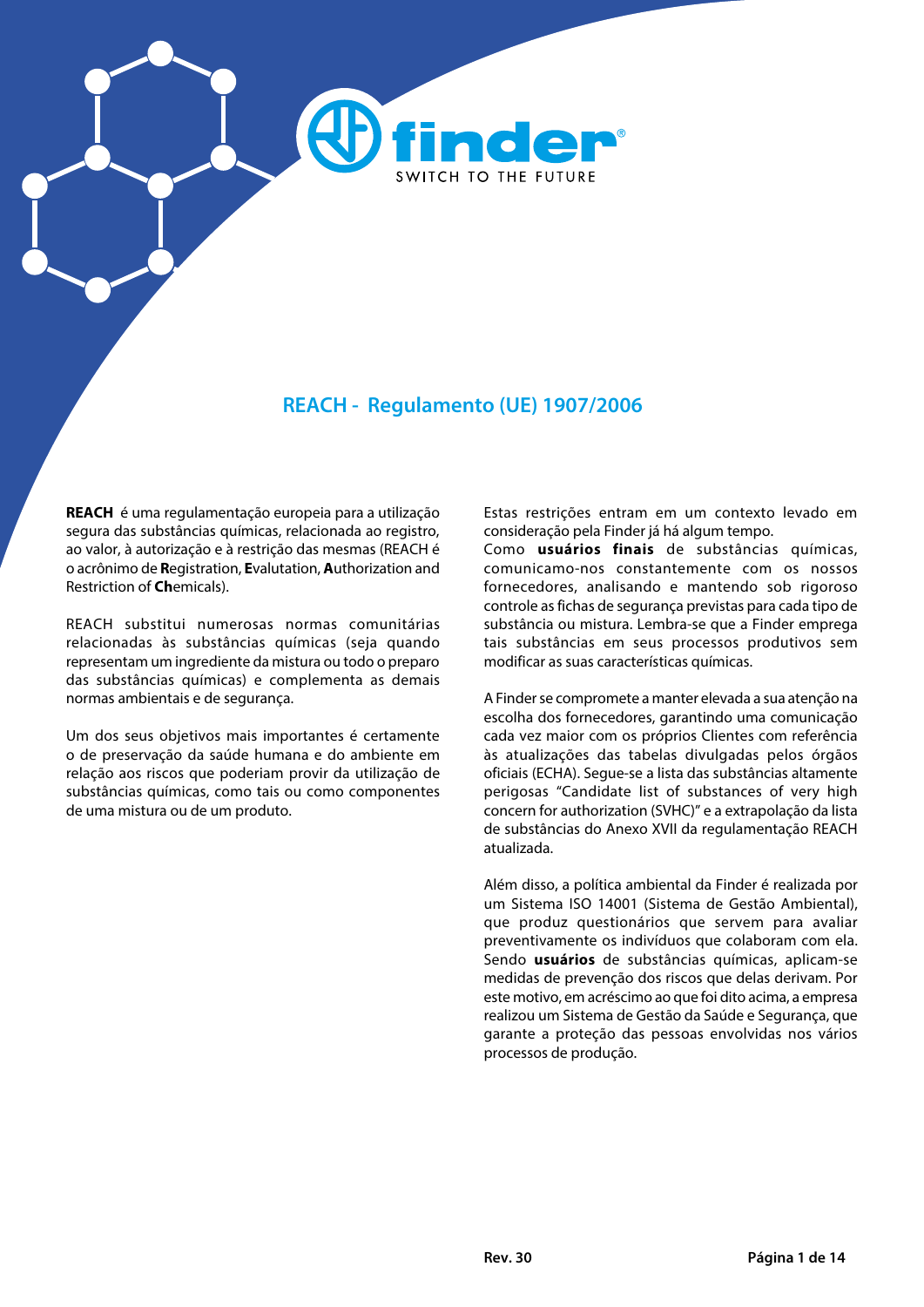# REACH - Regulamento (UE) 1907/2006

**REACH** é uma regulamentação europeia para a utilização segura das substâncias químicas, relacionada ao registro, ao valor, à autorização e à restrição das mesmas (REACH é o acrônimo de **R**egistration, **E**valutation, **A**uthorization and Restriction of **Ch**emicals).

REACH substitui numerosas normas comunitárias relacionadas às substâncias químicas (seja quando representam um ingrediente da mistura ou todo o preparo das substâncias químicas) e complementa as demais normas ambientais e de segurança.

Um dos seus objetivos mais importantes é certamente o de preservação da saúde humana e do ambiente em relação aos riscos que poderiam provir da utilização de substâncias químicas, como tais ou como componentes de uma mistura ou de um produto.

Estas restrições entram em um contexto levado em consideração pela Finder já há algum tempo.
Como **usuários finais** de substâncias químicas, comunicamo-nos constantemente com os nossos fornecedores, analisando e mantendo sob rigoroso controle as fichas de segurança previstas para cada tipo de substância ou mistura. Lembra-se que a Finder emprega tais substâncias em seus processos produtivos sem modificar as suas características químicas.

A Finder se compromete a manter elevada a sua atenção na escolha dos fornecedores, garantindo uma comunicação cada vez maior com os próprios Clientes com referência às atualizações das tabelas divulgadas pelos órgãos oficiais (ECHA). Segue-se a lista das substâncias altamente perigosas "Candidate list of substances of very high concern for authorization (SVHC)" e a extrapolação da lista de substâncias do Anexo XVII da regulamentação REACH atualizada.

Além disso, a política ambiental da Finder é realizada por um Sistema ISO 14001 (Sistema de Gestão Ambiental), que produz questionários que servem para avaliar preventivamente os indivíduos que colaboram com ela. Sendo **usuários** de substâncias químicas, aplicam-se medidas de prevenção dos riscos que delas derivam. Por este motivo, em acréscimo ao que foi dito acima, a empresa realizou um Sistema de Gestão da Saúde e Segurança, que garante a proteção das pessoas envolvidas nos vários processos de produção.

**Rev. 30**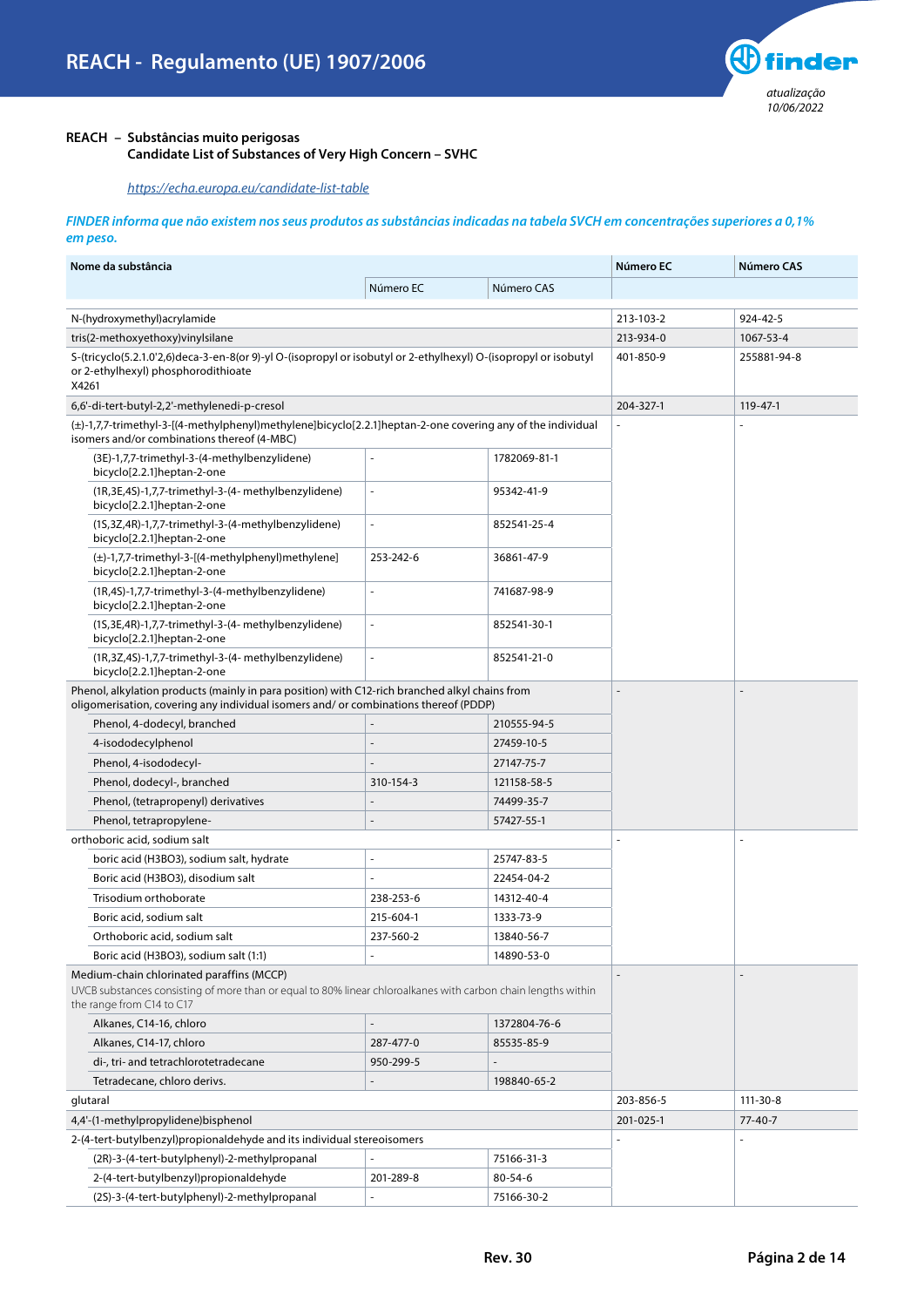REACH – Substâncias muito perigosas
Candidate List of Substances of Very High Concern – SVHC

https://echa.europa.eu/candidate-list-table

*FINDER informa que não existem nos seus produtos as substâncias indicadas na tabela SVCH em concentrações superiores a 0,1% em peso.*

| Nome da substância | | | Número EC | Número CAS |
|---|---|---|---|---|
| | Número EC | Número CAS | | |
| N-(hydroxymethyl)acrylamide | | | 213-103-2 | 924-42-5 |
| tris(2-methoxyethoxy)vinylsilane | | | 213-934-0 | 1067-53-4 |
| S-(tricyclo(5.2.1.0'2,6)deca-3-en-8(or 9)-yl O-(isopropyl or isobutyl or 2-ethylhexyl) O-(isopropyl or isobutyl or 2-ethylhexyl) phosphorodithioate X4261 | | | 401-850-9 | 255881-94-8 |
| 6,6'-di-tert-butyl-2,2'-methylenedi-p-cresol | | | 204-327-1 | 119-47-1 |
| (±)-1,7,7-trimethyl-3-[(4-methylphenyl)methylene]bicyclo[2.2.1]heptan-2-one covering any of the individual isomers and/or combinations thereof (4-MBC) | | | - | - |
| (3E)-1,7,7-trimethyl-3-(4-methylbenzylidene) bicyclo[2.2.1]heptan-2-one | - | 1782069-81-1 | | |
| (1R,3E,4S)-1,7,7-trimethyl-3-(4- methylbenzylidene) bicyclo[2.2.1]heptan-2-one | - | 95342-41-9 | | |
| (1S,3Z,4R)-1,7,7-trimethyl-3-(4-methylbenzylidene) bicyclo[2.2.1]heptan-2-one | - | 852541-25-4 | | |
| (±)-1,7,7-trimethyl-3-[(4-methylphenyl)methylene] bicyclo[2.2.1]heptan-2-one | 253-242-6 | 36861-47-9 | | |
| (1R,4S)-1,7,7-trimethyl-3-(4-methylbenzylidene) bicyclo[2.2.1]heptan-2-one | - | 741687-98-9 | | |
| (1S,3E,4R)-1,7,7-trimethyl-3-(4- methylbenzylidene) bicyclo[2.2.1]heptan-2-one | - | 852541-30-1 | | |
| (1R,3Z,4S)-1,7,7-trimethyl-3-(4- methylbenzylidene) bicyclo[2.2.1]heptan-2-one | - | 852541-21-0 | | |
| Phenol, alkylation products (mainly in para position) with C12-rich branched alkyl chains from oligomerisation, covering any individual isomers and/ or combinations thereof (PDDP) | | | - | - |
| Phenol, 4-dodecyl, branched | - | 210555-94-5 | | |
| 4-isododecylphenol | - | 27459-10-5 | | |
| Phenol, 4-isododecyl- | - | 27147-75-7 | | |
| Phenol, dodecyl-, branched | 310-154-3 | 121158-58-5 | | |
| Phenol, (tetrapropenyl) derivatives | - | 74499-35-7 | | |
| Phenol, tetrapropylene- | - | 57427-55-1 | | |
| orthoboric acid, sodium salt | | | - | - |
| boric acid (H3BO3), sodium salt, hydrate | - | 25747-83-5 | | |
| Boric acid (H3BO3), disodium salt | - | 22454-04-2 | | |
| Trisodium orthoborate | 238-253-6 | 14312-40-4 | | |
| Boric acid, sodium salt | 215-604-1 | 1333-73-9 | | |
| Orthoboric acid, sodium salt | 237-560-2 | 13840-56-7 | | |
| Boric acid (H3BO3), sodium salt (1:1) | - | 14890-53-0 | | |
| Medium-chain chlorinated paraffins (MCCP) UVCB substances consisting of more than or equal to 80% linear chloroalkanes with carbon chain lengths within the range from C14 to C17 | | | - | - |
| Alkanes, C14-16, chloro | - | 1372804-76-6 | | |
| Alkanes, C14-17, chloro | 287-477-0 | 85535-85-9 | | |
| di-, tri- and tetrachlorotetradecane | 950-299-5 | - | | |
| Tetradecane, chloro derivs. | - | 198840-65-2 | | |
| glutaral | | | 203-856-5 | 111-30-8 |
| 4,4'-(1-methylpropylidene)bisphenol | | | 201-025-1 | 77-40-7 |
| 2-(4-tert-butylbenzyl)propionaldehyde and its individual stereoisomers | | | - | - |
| (2R)-3-(4-tert-butylphenyl)-2-methylpropanal | - | 75166-31-3 | | |
| 2-(4-tert-butylbenzyl)propionaldehyde | 201-289-8 | 80-54-6 | | |
| (2S)-3-(4-tert-butylphenyl)-2-methylpropanal | - | 75166-30-2 | | |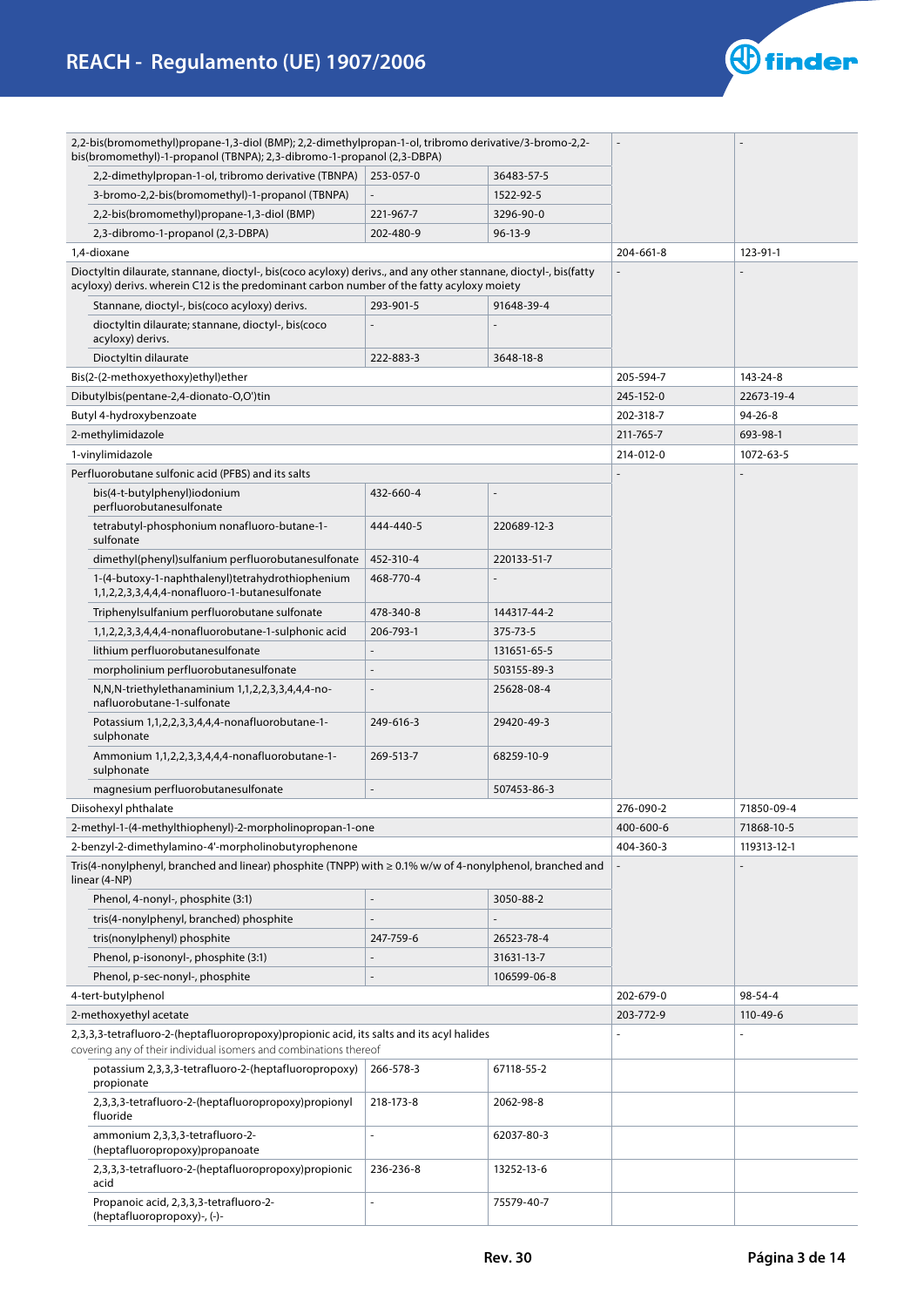| Substance | | | EC | CAS |
|---|---|---|---|---|
| 2,2-bis(bromomethyl)propane-1,3-diol (BMP); 2,2-dimethylpropan-1-ol, tribromo derivative/3-bromo-2,2-bis(bromomethyl)-1-propanol (TBNPA); 2,3-dibromo-1-propanol (2,3-DBPA) | | | - | - |
| | 2,2-dimethylpropan-1-ol, tribromo derivative (TBNPA) | 253-057-0 | 36483-57-5 | |
| | 3-bromo-2,2-bis(bromomethyl)-1-propanol (TBNPA) | - | 1522-92-5 | |
| | 2,2-bis(bromomethyl)propane-1,3-diol (BMP) | 221-967-7 | 3296-90-0 | |
| | 2,3-dibromo-1-propanol (2,3-DBPA) | 202-480-9 | 96-13-9 | |
| 1,4-dioxane | | | 204-661-8 | 123-91-1 |
| Dioctyltin dilaurate, stannane, dioctyl-, bis(coco acyloxy) derivs., and any other stannane, dioctyl-, bis(fatty acyloxy) derivs. wherein C12 is the predominant carbon number of the fatty acyloxy moiety | | | - | - |
| | Stannane, dioctyl-, bis(coco acyloxy) derivs. | 293-901-5 | 91648-39-4 | |
| | dioctyltin dilaurate; stannane, dioctyl-, bis(coco acyloxy) derivs. | - | - | |
| | Dioctyltin dilaurate | 222-883-3 | 3648-18-8 | |
| Bis(2-(2-methoxyethoxy)ethyl)ether | | | 205-594-7 | 143-24-8 |
| Dibutylbis(pentane-2,4-dionato-O,O')tin | | | 245-152-0 | 22673-19-4 |
| Butyl 4-hydroxybenzoate | | | 202-318-7 | 94-26-8 |
| 2-methylimidazole | | | 211-765-7 | 693-98-1 |
| 1-vinylimidazole | | | 214-012-0 | 1072-63-5 |
| Perfluorobutane sulfonic acid (PFBS) and its salts | | | - | - |
| | bis(4-t-butylphenyl)iodonium perfluorobutanesulfonate | 432-660-4 | - | |
| | tetrabutyl-phosphonium nonafluoro-butane-1-sulfonate | 444-440-5 | 220689-12-3 | |
| | dimethyl(phenyl)sulfanium perfluorobutanesulfonate | 452-310-4 | 220133-51-7 | |
| | 1-(4-butoxy-1-naphthalenyl)tetrahydrothiophenium 1,1,2,2,3,3,4,4,4-nonafluoro-1-butanesulfonate | 468-770-4 | - | |
| | Triphenylsulfanium perfluorobutane sulfonate | 478-340-8 | 144317-44-2 | |
| | 1,1,2,2,3,3,4,4,4-nonafluorobutane-1-sulphonic acid | 206-793-1 | 375-73-5 | |
| | lithium perfluorobutanesulfonate | - | 131651-65-5 | |
| | morpholinium perfluorobutanesulfonate | - | 503155-89-3 | |
| | N,N,N-triethylethanaminium 1,1,2,2,3,3,4,4,4-nonafluorobutane-1-sulfonate | - | 25628-08-4 | |
| | Potassium 1,1,2,2,3,3,4,4,4-nonafluorobutane-1-sulphonate | 249-616-3 | 29420-49-3 | |
| | Ammonium 1,1,2,2,3,3,4,4,4-nonafluorobutane-1-sulphonate | 269-513-7 | 68259-10-9 | |
| | magnesium perfluorobutanesulfonate | - | 507453-86-3 | |
| Diisohexyl phthalate | | | 276-090-2 | 71850-09-4 |
| 2-methyl-1-(4-methylthiophenyl)-2-morpholinopropan-1-one | | | 400-600-6 | 71868-10-5 |
| 2-benzyl-2-dimethylamino-4'-morpholinobutyrophenone | | | 404-360-3 | 119313-12-1 |
| Tris(4-nonylphenyl, branched and linear) phosphite (TNPP) with ≥ 0.1% w/w of 4-nonylphenol, branched and linear (4-NP) | | | - | - |
| | Phenol, 4-nonyl-, phosphite (3:1) | - | 3050-88-2 | |
| | tris(4-nonylphenyl, branched) phosphite | - | - | |
| | tris(nonylphenyl) phosphite | 247-759-6 | 26523-78-4 | |
| | Phenol, p-isononyl-, phosphite (3:1) | - | 31631-13-7 | |
| | Phenol, p-sec-nonyl-, phosphite | - | 106599-06-8 | |
| 4-tert-butylphenol | | | 202-679-0 | 98-54-4 |
| 2-methoxyethyl acetate | | | 203-772-9 | 110-49-6 |
| 2,3,3,3-tetrafluoro-2-(heptafluoropropoxy)propionic acid, its salts and its acyl halides covering any of their individual isomers and combinations thereof | | | - | - |
| | potassium 2,3,3,3-tetrafluoro-2-(heptafluoropropoxy) propionate | 266-578-3 | 67118-55-2 | |
| | 2,3,3,3-tetrafluoro-2-(heptafluoropropoxy)propionyl fluoride | 218-173-8 | 2062-98-8 | |
| | ammonium 2,3,3,3-tetrafluoro-2-(heptafluoropropoxy)propanoate | - | 62037-80-3 | |
| | 2,3,3,3-tetrafluoro-2-(heptafluoropropoxy)propionic acid | 236-236-8 | 13252-13-6 | |
| | Propanoic acid, 2,3,3,3-tetrafluoro-2-(heptafluoropropoxy)-, (-)- | - | 75579-40-7 | |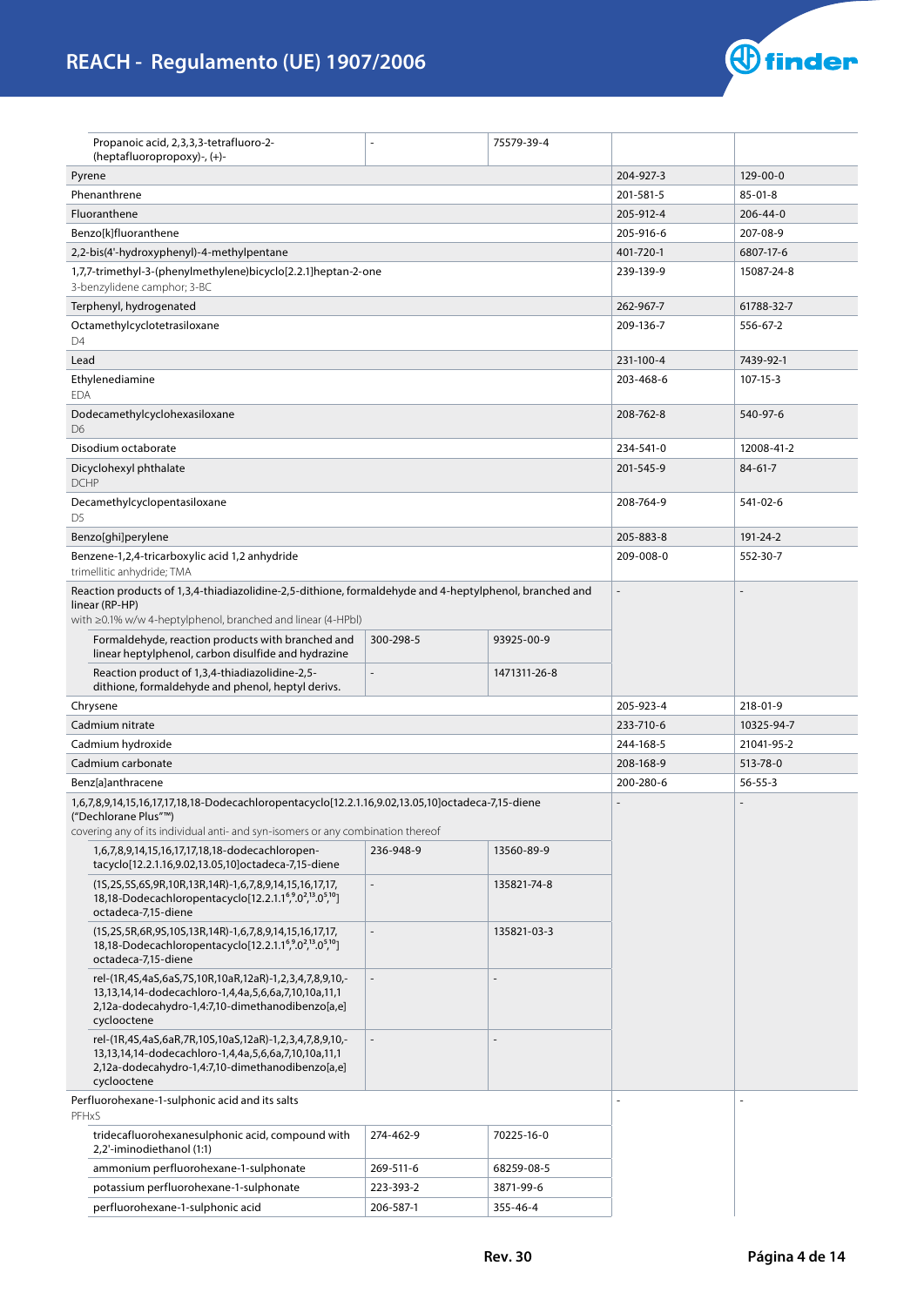| Substance | | | EC | CAS |
|---|---|---|---|---|
| Propanoic acid, 2,3,3,3-tetrafluoro-2-(heptafluoropropoxy)-, (+)- | - | 75579-39-4 | | |
| Pyrene | | | 204-927-3 | 129-00-0 |
| Phenanthrene | | | 201-581-5 | 85-01-8 |
| Fluoranthene | | | 205-912-4 | 206-44-0 |
| Benzo[k]fluoranthene | | | 205-916-6 | 207-08-9 |
| 2,2-bis(4'-hydroxyphenyl)-4-methylpentane | | | 401-720-1 | 6807-17-6 |
| 1,7,7-trimethyl-3-(phenylmethylene)bicyclo[2.2.1]heptan-2-one<br>3-benzylidene camphor; 3-BC | | | 239-139-9 | 15087-24-8 |
| Terphenyl, hydrogenated | | | 262-967-7 | 61788-32-7 |
| Octamethylcyclotetrasiloxane<br>D4 | | | 209-136-7 | 556-67-2 |
| Lead | | | 231-100-4 | 7439-92-1 |
| Ethylenediamine<br>EDA | | | 203-468-6 | 107-15-3 |
| Dodecamethylcyclohexasiloxane<br>D6 | | | 208-762-8 | 540-97-6 |
| Disodium octaborate | | | 234-541-0 | 12008-41-2 |
| Dicyclohexyl phthalate<br>DCHP | | | 201-545-9 | 84-61-7 |
| Decamethylcyclopentasiloxane<br>D5 | | | 208-764-9 | 541-02-6 |
| Benzo[ghi]perylene | | | 205-883-8 | 191-24-2 |
| Benzene-1,2,4-tricarboxylic acid 1,2 anhydride<br>trimellitic anhydride; TMA | | | 209-008-0 | 552-30-7 |
| Reaction products of 1,3,4-thiadiazolidine-2,5-dithione, formaldehyde and 4-heptylphenol, branched and linear (RP-HP)<br>with ≥0.1% w/w 4-heptylphenol, branched and linear (4-HPbl) | | | - | - |
| Formaldehyde, reaction products with branched and linear heptylphenol, carbon disulfide and hydrazine | 300-298-5 | 93925-00-9 | | |
| Reaction product of 1,3,4-thiadiazolidine-2,5-dithione, formaldehyde and phenol, heptyl derivs. | - | 1471311-26-8 | | |
| Chrysene | | | 205-923-4 | 218-01-9 |
| Cadmium nitrate | | | 233-710-6 | 10325-94-7 |
| Cadmium hydroxide | | | 244-168-5 | 21041-95-2 |
| Cadmium carbonate | | | 208-168-9 | 513-78-0 |
| Benz[a]anthracene | | | 200-280-6 | 56-55-3 |
| 1,6,7,8,9,14,15,16,17,17,18,18-Dodecachloropentacyclo[12.2.1.16,9.02,13.05,10]octadeca-7,15-diene ("Dechlorane Plus"™)<br>covering any of its individual anti- and syn-isomers or any combination thereof | | | - | - |
| 1,6,7,8,9,14,15,16,17,17,18,18-dodecachloropentacyclo[12.2.1.16,9.02,13.05,10]octadeca-7,15-diene | 236-948-9 | 13560-89-9 | | |
| (1S,2S,5S,6S,9R,10R,13R,14R)-1,6,7,8,9,14,15,16,17,17,18,18-Dodecachloropentacyclo[12.2.1.1$^{6,9}$.0$^{2,13}$.0$^{5,10}$]octadeca-7,15-diene | - | 135821-74-8 | | |
| (1S,2S,5R,6R,9S,10S,13R,14R)-1,6,7,8,9,14,15,16,17,17,18,18-Dodecachloropentacyclo[12.2.1.1$^{6,9}$.0$^{2,13}$.0$^{5,10}$]octadeca-7,15-diene | - | 135821-03-3 | | |
| rel-(1R,4S,4aS,6aS,7S,10R,10aR,12aR)-1,2,3,4,7,8,9,10,-13,13,14,14-dodecachloro-1,4,4a,5,6,6a,7,10,10a,11,12,12a-dodecahydro-1,4:7,10-dimethanodibenzo[a,e]cyclooctene | - | - | | |
| rel-(1R,4S,4aS,6aR,7R,10S,10aS,12aR)-1,2,3,4,7,8,9,10,-13,13,14,14-dodecachloro-1,4,4a,5,6,6a,7,10,10a,11,12,12a-dodecahydro-1,4:7,10-dimethanodibenzo[a,e]cyclooctene | - | - | | |
| Perfluorohexane-1-sulphonic acid and its salts<br>PFHxS | | | - | - |
| tridecafluorohexanesulphonic acid, compound with 2,2'-iminodiethanol (1:1) | 274-462-9 | 70225-16-0 | | |
| ammonium perfluorohexane-1-sulphonate | 269-511-6 | 68259-08-5 | | |
| potassium perfluorohexane-1-sulphonate | 223-393-2 | 3871-99-6 | | |
| perfluorohexane-1-sulphonic acid | 206-587-1 | 355-46-4 | | |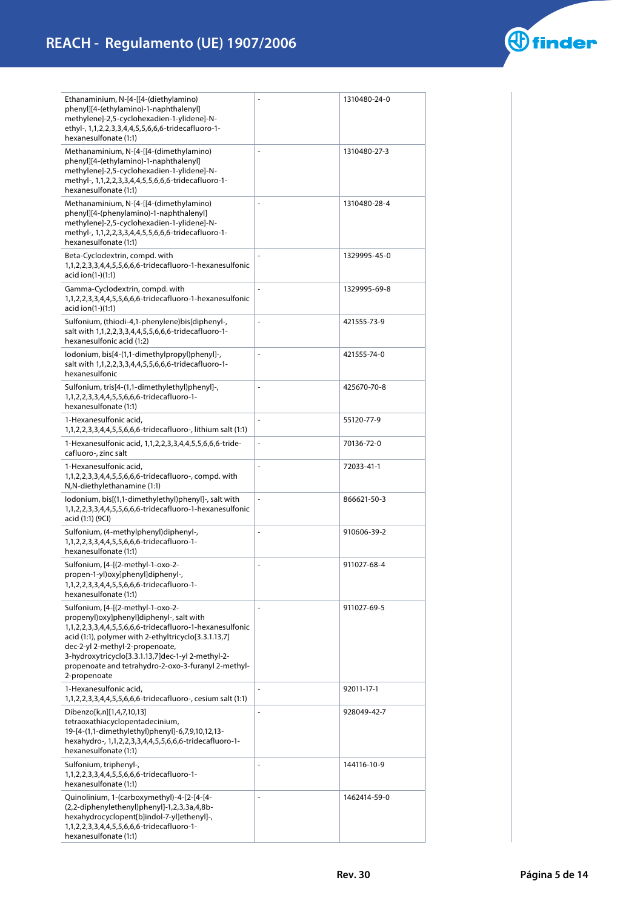| | | |
|---|---|---|
| Ethanaminium, N-[4-[[4-(diethylamino) phenyl][4-(ethylamino)-1-naphthalenyl] methylene]-2,5-cyclohexadien-1-ylidene]-N-ethyl-, 1,1,2,2,3,3,4,4,5,5,6,6,6-tridecafluoro-1-hexanesulfonate (1:1) | - | 1310480-24-0 |
| Methanaminium, N-[4-[[4-(dimethylamino) phenyl][4-(ethylamino)-1-naphthalenyl] methylene]-2,5-cyclohexadien-1-ylidene]-N-methyl-, 1,1,2,2,3,3,4,4,5,5,6,6,6-tridecafluoro-1-hexanesulfonate (1:1) | - | 1310480-27-3 |
| Methanaminium, N-[4-[[4-(dimethylamino) phenyl][4-(phenylamino)-1-naphthalenyl] methylene]-2,5-cyclohexadien-1-ylidene]-N-methyl-, 1,1,2,2,3,3,4,4,5,5,6,6,6-tridecafluoro-1-hexanesulfonate (1:1) | - | 1310480-28-4 |
| Beta-Cyclodextrin, compd. with 1,1,2,2,3,3,4,4,5,5,6,6,6-tridecafluoro-1-hexanesulfonic acid ion(1-)(1:1) | - | 1329995-45-0 |
| Gamma-Cyclodextrin, compd. with 1,1,2,2,3,3,4,4,5,5,6,6,6-tridecafluoro-1-hexanesulfonic acid ion(1-)(1:1) | - | 1329995-69-8 |
| Sulfonium, (thiodi-4,1-phenylene)bis[diphenyl-, salt with 1,1,2,2,3,3,4,4,5,5,6,6,6-tridecafluoro-1-hexanesulfonic acid (1:2) | - | 421555-73-9 |
| Iodonium, bis[4-(1,1-dimethylpropyl)phenyl]-, salt with 1,1,2,2,3,3,4,4,5,5,6,6,6-tridecafluoro-1-hexanesulfonic | - | 421555-74-0 |
| Sulfonium, tris[4-(1,1-dimethylethyl)phenyl]-, 1,1,2,2,3,3,4,4,5,5,6,6,6-tridecafluoro-1-hexanesulfonate (1:1) | - | 425670-70-8 |
| 1-Hexanesulfonic acid, 1,1,2,2,3,3,4,4,5,5,6,6,6-tridecafluoro-, lithium salt (1:1) | - | 55120-77-9 |
| 1-Hexanesulfonic acid, 1,1,2,2,3,3,4,4,5,5,6,6,6-tride-cafluoro-, zinc salt | - | 70136-72-0 |
| 1-Hexanesulfonic acid, 1,1,2,2,3,3,4,4,5,5,6,6,6-tridecafluoro-, compd. with N,N-diethylethanamine (1:1) | - | 72033-41-1 |
| Iodonium, bis[(1,1-dimethylethyl)phenyl]-, salt with 1,1,2,2,3,3,4,4,5,5,6,6,6-tridecafluoro-1-hexanesulfonic acid (1:1) (9CI) | - | 866621-50-3 |
| Sulfonium, (4-methylphenyl)diphenyl-, 1,1,2,2,3,3,4,4,5,5,6,6,6-tridecafluoro-1-hexanesulfonate (1:1) | - | 910606-39-2 |
| Sulfonium, [4-[(2-methyl-1-oxo-2-propen-1-yl)oxy]phenyl]diphenyl-, 1,1,2,2,3,3,4,4,5,5,6,6,6-tridecafluoro-1-hexanesulfonate (1:1) | - | 911027-68-4 |
| Sulfonium, [4-[(2-methyl-1-oxo-2-propenyl)oxy]phenyl]diphenyl-, salt with 1,1,2,2,3,3,4,4,5,5,6,6,6-tridecafluoro-1-hexanesulfonic acid (1:1), polymer with 2-ethyltricyclo[3.3.1.13,7] dec-2-yl 2-methyl-2-propenoate, 3-hydroxytricyclo[3.3.1.13,7]dec-1-yl 2-methyl-2-propenoate and tetrahydro-2-oxo-3-furanyl 2-methyl-2-propenoate | - | 911027-69-5 |
| 1-Hexanesulfonic acid, 1,1,2,2,3,3,4,4,5,5,6,6,6-tridecafluoro-, cesium salt (1:1) | - | 92011-17-1 |
| Dibenzo[k,n][1,4,7,10,13] tetraoxathiacyclopentadecinium, 19-[4-(1,1-dimethylethyl)phenyl]-6,7,9,10,12,13-hexahydro-, 1,1,2,2,3,3,4,4,5,5,6,6,6-tridecafluoro-1-hexanesulfonate (1:1) | - | 928049-42-7 |
| Sulfonium, triphenyl-, 1,1,2,2,3,3,4,4,5,5,6,6,6-tridecafluoro-1-hexanesulfonate (1:1) | - | 144116-10-9 |
| Quinolinium, 1-(carboxymethyl)-4-[2-[4-[4-(2,2-diphenylethenyl)phenyl]-1,2,3,3a,4,8b-hexahydrocyclopent[b]indol-7-yl]ethenyl]-, 1,1,2,2,3,3,4,4,5,5,6,6,6-tridecafluoro-1-hexanesulfonate (1:1) | - | 1462414-59-0 |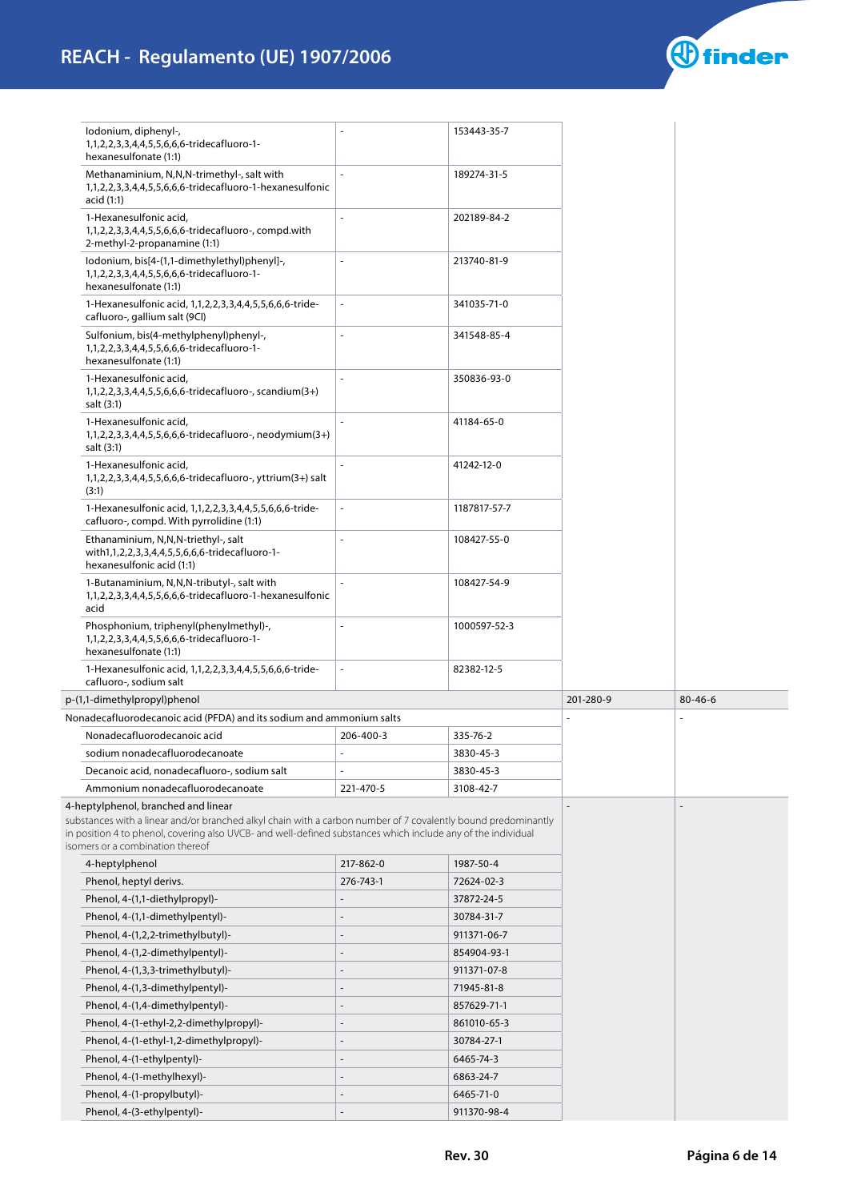| | | | | |
|---|---|---|---|---|
| Iodonium, diphenyl-, 1,1,2,2,3,3,4,4,5,5,6,6,6-tridecafluoro-1-hexanesulfonate (1:1) | - | 153443-35-7 | | |
| Methanaminium, N,N,N-trimethyl-, salt with 1,1,2,2,3,3,4,4,5,5,6,6,6-tridecafluoro-1-hexanesulfonic acid (1:1) | - | 189274-31-5 | | |
| 1-Hexanesulfonic acid, 1,1,2,2,3,3,4,4,5,5,6,6,6-tridecafluoro-, compd.with 2-methyl-2-propanamine (1:1) | - | 202189-84-2 | | |
| Iodonium, bis[4-(1,1-dimethylethyl)phenyl]-, 1,1,2,2,3,3,4,4,5,5,6,6,6-tridecafluoro-1-hexanesulfonate (1:1) | - | 213740-81-9 | | |
| 1-Hexanesulfonic acid, 1,1,2,2,3,3,4,4,5,5,6,6,6-tride-cafluoro-, gallium salt (9CI) | - | 341035-71-0 | | |
| Sulfonium, bis(4-methylphenyl)phenyl-, 1,1,2,2,3,3,4,4,5,5,6,6,6-tridecafluoro-1-hexanesulfonate (1:1) | - | 341548-85-4 | | |
| 1-Hexanesulfonic acid, 1,1,2,2,3,3,4,4,5,5,6,6,6-tridecafluoro-, scandium(3+) salt (3:1) | - | 350836-93-0 | | |
| 1-Hexanesulfonic acid, 1,1,2,2,3,3,4,4,5,5,6,6,6-tridecafluoro-, neodymium(3+) salt (3:1) | - | 41184-65-0 | | |
| 1-Hexanesulfonic acid, 1,1,2,2,3,3,4,4,5,5,6,6,6-tridecafluoro-, yttrium(3+) salt (3:1) | - | 41242-12-0 | | |
| 1-Hexanesulfonic acid, 1,1,2,2,3,3,4,4,5,5,6,6,6-tride-cafluoro-, compd. With pyrrolidine (1:1) | - | 1187817-57-7 | | |
| Ethanaminium, N,N,N-triethyl-, salt with1,1,2,2,3,3,4,4,5,5,6,6,6-tridecafluoro-1-hexanesulfonic acid (1:1) | - | 108427-55-0 | | |
| 1-Butanaminium, N,N,N-tributyl-, salt with 1,1,2,2,3,3,4,4,5,5,6,6,6-tridecafluoro-1-hexanesulfonic acid | - | 108427-54-9 | | |
| Phosphonium, triphenyl(phenylmethyl)-, 1,1,2,2,3,3,4,4,5,5,6,6,6-tridecafluoro-1-hexanesulfonate (1:1) | - | 1000597-52-3 | | |
| 1-Hexanesulfonic acid, 1,1,2,2,3,3,4,4,5,5,6,6,6-tride-cafluoro-, sodium salt | - | 82382-12-5 | | |
| p-(1,1-dimethylpropyl)phenol | | | 201-280-9 | 80-46-6 |
| Nonadecafluorodecanoic acid (PFDA) and its sodium and ammonium salts | | | - | - |
| Nonadecafluorodecanoic acid | 206-400-3 | 335-76-2 | | |
| sodium nonadecafluorodecanoate | - | 3830-45-3 | | |
| Decanoic acid, nonadecafluoro-, sodium salt | - | 3830-45-3 | | |
| Ammonium nonadecafluorodecanoate | 221-470-5 | 3108-42-7 | | |
| 4-heptylphenol, branched and linear<br>substances with a linear and/or branched alkyl chain with a carbon number of 7 covalently bound predominantly in position 4 to phenol, covering also UVCB- and well-defined substances which include any of the individual isomers or a combination thereof | | | - | - |
| 4-heptylphenol | 217-862-0 | 1987-50-4 | | |
| Phenol, heptyl derivs. | 276-743-1 | 72624-02-3 | | |
| Phenol, 4-(1,1-diethylpropyl)- | - | 37872-24-5 | | |
| Phenol, 4-(1,1-dimethylpentyl)- | - | 30784-31-7 | | |
| Phenol, 4-(1,2,2-trimethylbutyl)- | - | 911371-06-7 | | |
| Phenol, 4-(1,2-dimethylpentyl)- | - | 854904-93-1 | | |
| Phenol, 4-(1,3,3-trimethylbutyl)- | - | 911371-07-8 | | |
| Phenol, 4-(1,3-dimethylpentyl)- | - | 71945-81-8 | | |
| Phenol, 4-(1,4-dimethylpentyl)- | - | 857629-71-1 | | |
| Phenol, 4-(1-ethyl-2,2-dimethylpropyl)- | - | 861010-65-3 | | |
| Phenol, 4-(1-ethyl-1,2-dimethylpropyl)- | - | 30784-27-1 | | |
| Phenol, 4-(1-ethylpentyl)- | - | 6465-74-3 | | |
| Phenol, 4-(1-methylhexyl)- | - | 6863-24-7 | | |
| Phenol, 4-(1-propylbutyl)- | - | 6465-71-0 | | |
| Phenol, 4-(3-ethylpentyl)- | - | 911370-98-4 | | |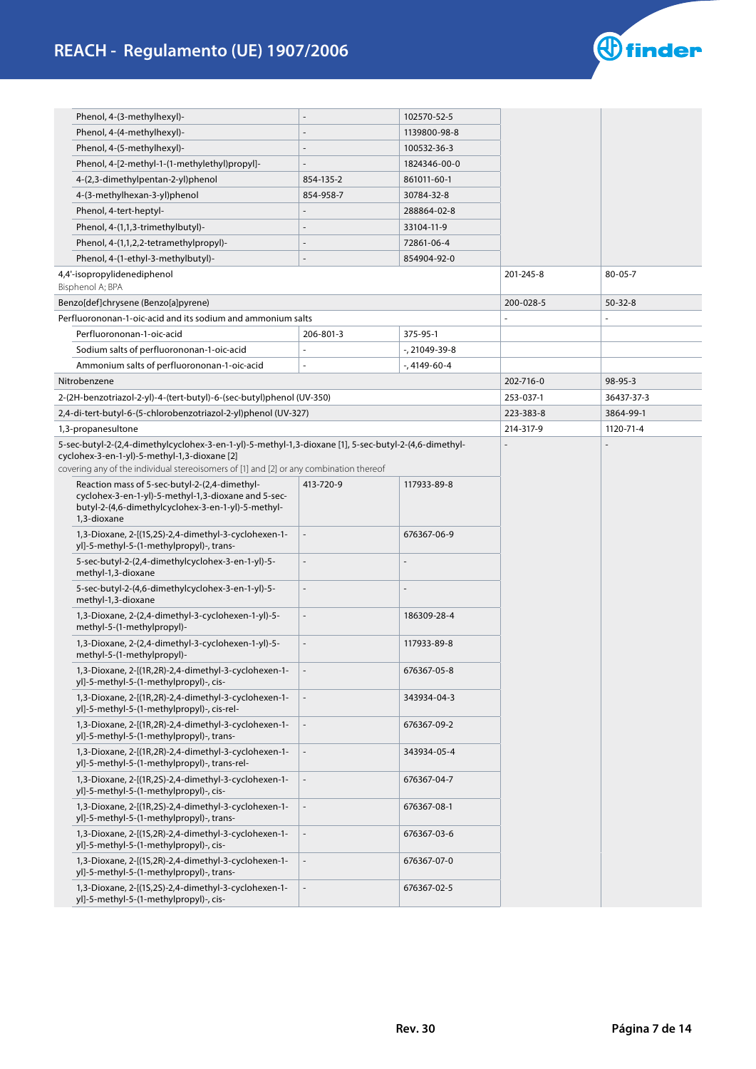| | | | | |
|---|---|---|---|---|
| Phenol, 4-(3-methylhexyl)- | - | 102570-52-5 | | |
| Phenol, 4-(4-methylhexyl)- | - | 1139800-98-8 | | |
| Phenol, 4-(5-methylhexyl)- | - | 100532-36-3 | | |
| Phenol, 4-[2-methyl-1-(1-methylethyl)propyl]- | - | 1824346-00-0 | | |
| 4-(2,3-dimethylpentan-2-yl)phenol | 854-135-2 | 861011-60-1 | | |
| 4-(3-methylhexan-3-yl)phenol | 854-958-7 | 30784-32-8 | | |
| Phenol, 4-tert-heptyl- | - | 288864-02-8 | | |
| Phenol, 4-(1,1,3-trimethylbutyl)- | - | 33104-11-9 | | |
| Phenol, 4-(1,1,2,2-tetramethylpropyl)- | - | 72861-06-4 | | |
| Phenol, 4-(1-ethyl-3-methylbutyl)- | - | 854904-92-0 | | |
| 4,4'-isopropylidenediphenol<br>Bisphenol A; BPA | | | 201-245-8 | 80-05-7 |
| Benzo[def]chrysene (Benzo[a]pyrene) | | | 200-028-5 | 50-32-8 |
| Perfluorononan-1-oic-acid and its sodium and ammonium salts | | | - | - |
| Perfluorononan-1-oic-acid | 206-801-3 | 375-95-1 | | |
| Sodium salts of perfluorononan-1-oic-acid | - | -, 21049-39-8 | | |
| Ammonium salts of perfluorononan-1-oic-acid | - | -, 4149-60-4 | | |
| Nitrobenzene | | | 202-716-0 | 98-95-3 |
| 2-(2H-benzotriazol-2-yl)-4-(tert-butyl)-6-(sec-butyl)phenol (UV-350) | | | 253-037-1 | 36437-37-3 |
| 2,4-di-tert-butyl-6-(5-chlorobenzotriazol-2-yl)phenol (UV-327) | | | 223-383-8 | 3864-99-1 |
| 1,3-propanesultone | | | 214-317-9 | 1120-71-4 |
| 5-sec-butyl-2-(2,4-dimethylcyclohex-3-en-1-yl)-5-methyl-1,3-dioxane [1], 5-sec-butyl-2-(4,6-dimethyl-cyclohex-3-en-1-yl)-5-methyl-1,3-dioxane [2]<br>covering any of the individual stereoisomers of [1] and [2] or any combination thereof | | | - | - |
| Reaction mass of 5-sec-butyl-2-(2,4-dimethyl-cyclohex-3-en-1-yl)-5-methyl-1,3-dioxane and 5-sec-butyl-2-(4,6-dimethylcyclohex-3-en-1-yl)-5-methyl-1,3-dioxane | 413-720-9 | 117933-89-8 | | |
| 1,3-Dioxane, 2-[(1S,2S)-2,4-dimethyl-3-cyclohexen-1-yl]-5-methyl-5-(1-methylpropyl)-, trans- | - | 676367-06-9 | | |
| 5-sec-butyl-2-(2,4-dimethylcyclohex-3-en-1-yl)-5-methyl-1,3-dioxane | - | - | | |
| 5-sec-butyl-2-(4,6-dimethylcyclohex-3-en-1-yl)-5-methyl-1,3-dioxane | - | - | | |
| 1,3-Dioxane, 2-(2,4-dimethyl-3-cyclohexen-1-yl)-5-methyl-5-(1-methylpropyl)- | - | 186309-28-4 | | |
| 1,3-Dioxane, 2-(2,4-dimethyl-3-cyclohexen-1-yl)-5-methyl-5-(1-methylpropyl)- | - | 117933-89-8 | | |
| 1,3-Dioxane, 2-[(1R,2R)-2,4-dimethyl-3-cyclohexen-1-yl]-5-methyl-5-(1-methylpropyl)-, cis- | - | 676367-05-8 | | |
| 1,3-Dioxane, 2-[(1R,2R)-2,4-dimethyl-3-cyclohexen-1-yl]-5-methyl-5-(1-methylpropyl)-, cis-rel- | - | 343934-04-3 | | |
| 1,3-Dioxane, 2-[(1R,2R)-2,4-dimethyl-3-cyclohexen-1-yl]-5-methyl-5-(1-methylpropyl)-, trans- | - | 676367-09-2 | | |
| 1,3-Dioxane, 2-[(1R,2R)-2,4-dimethyl-3-cyclohexen-1-yl]-5-methyl-5-(1-methylpropyl)-, trans-rel- | - | 343934-05-4 | | |
| 1,3-Dioxane, 2-[(1R,2S)-2,4-dimethyl-3-cyclohexen-1-yl]-5-methyl-5-(1-methylpropyl)-, cis- | - | 676367-04-7 | | |
| 1,3-Dioxane, 2-[(1R,2S)-2,4-dimethyl-3-cyclohexen-1-yl]-5-methyl-5-(1-methylpropyl)-, trans- | - | 676367-08-1 | | |
| 1,3-Dioxane, 2-[(1S,2R)-2,4-dimethyl-3-cyclohexen-1-yl]-5-methyl-5-(1-methylpropyl)-, cis- | - | 676367-03-6 | | |
| 1,3-Dioxane, 2-[(1S,2R)-2,4-dimethyl-3-cyclohexen-1-yl]-5-methyl-5-(1-methylpropyl)-, trans- | - | 676367-07-0 | | |
| 1,3-Dioxane, 2-[(1S,2S)-2,4-dimethyl-3-cyclohexen-1-yl]-5-methyl-5-(1-methylpropyl)-, cis- | - | 676367-02-5 | | |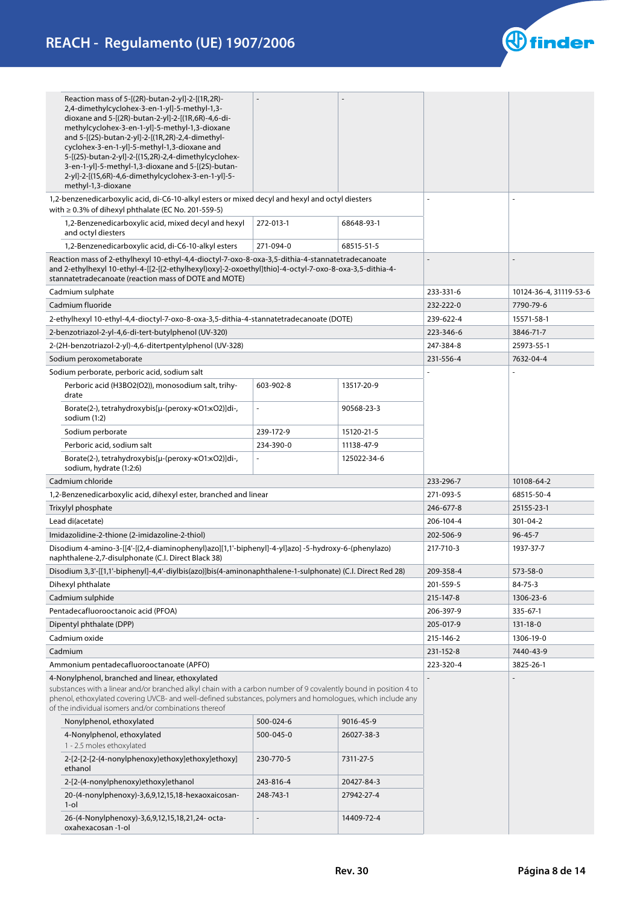| Substance | EC No. (component) | CAS No. (component) | EC No. | CAS No. |
|---|---|---|---|---|
| Reaction mass of 5-[(2R)-butan-2-yl]-2-[(1R,2R)-2,4-dimethylcyclohex-3-en-1-yl]-5-methyl-1,3-dioxane and 5-[(2R)-butan-2-yl]-2-[(1R,6R)-4,6-di-methylcyclohex-3-en-1-yl]-5-methyl-1,3-dioxane and 5-[(2S)-butan-2-yl]-2-[(1R,2R)-2,4-dimethyl-cyclohex-3-en-1-yl]-5-methyl-1,3-dioxane and 5-[(2S)-butan-2-yl]-2-[(1S,2R)-2,4-dimethylcyclohex-3-en-1-yl]-5-methyl-1,3-dioxane and 5-[(2S)-butan-2-yl]-2-[(1S,6R)-4,6-dimethylcyclohex-3-en-1-yl]-5-methyl-1,3-dioxane | - | - | | |
| 1,2-benzenedicarboxylic acid, di-C6-10-alkyl esters or mixed decyl and hexyl and octyl diesters with ≥ 0.3% of dihexyl phthalate (EC No. 201-559-5) | | | - | - |
| 1,2-Benzenedicarboxylic acid, mixed decyl and hexyl and octyl diesters | 272-013-1 | 68648-93-1 | | |
| 1,2-Benzenedicarboxylic acid, di-C6-10-alkyl esters | 271-094-0 | 68515-51-5 | | |
| Reaction mass of 2-ethylhexyl 10-ethyl-4,4-dioctyl-7-oxo-8-oxa-3,5-dithia-4-stannatetradecanoate and 2-ethylhexyl 10-ethyl-4-[[2-[(2-ethylhexyl)oxy]-2-oxoethyl]thio]-4-octyl-7-oxo-8-oxa-3,5-dithia-4-stannatetradecanoate (reaction mass of DOTE and MOTE) | | | - | - |
| Cadmium sulphate | | | 233-331-6 | 10124-36-4, 31119-53-6 |
| Cadmium fluoride | | | 232-222-0 | 7790-79-6 |
| 2-ethylhexyl 10-ethyl-4,4-dioctyl-7-oxo-8-oxa-3,5-dithia-4-stannatetradecanoate (DOTE) | | | 239-622-4 | 15571-58-1 |
| 2-benzotriazol-2-yl-4,6-di-tert-butylphenol (UV-320) | | | 223-346-6 | 3846-71-7 |
| 2-(2H-benzotriazol-2-yl)-4,6-ditertpentylphenol (UV-328) | | | 247-384-8 | 25973-55-1 |
| Sodium peroxometaborate | | | 231-556-4 | 7632-04-4 |
| Sodium perborate, perboric acid, sodium salt | | | - | - |
| Perboric acid (H3BO2(O2)), monosodium salt, trihy-drate | 603-902-8 | 13517-20-9 | | |
| Borate(2-), tetrahydroxybis[μ-(peroxy-κO1:κO2)]di-, sodium (1:2) | - | 90568-23-3 | | |
| Sodium perborate | 239-172-9 | 15120-21-5 | | |
| Perboric acid, sodium salt | 234-390-0 | 11138-47-9 | | |
| Borate(2-), tetrahydroxybis[μ-(peroxy-κO1:κO2)]di-, sodium, hydrate (1:2:6) | - | 125022-34-6 | | |
| Cadmium chloride | | | 233-296-7 | 10108-64-2 |
| 1,2-Benzenedicarboxylic acid, dihexyl ester, branched and linear | | | 271-093-5 | 68515-50-4 |
| Trixylyl phosphate | | | 246-677-8 | 25155-23-1 |
| Lead di(acetate) | | | 206-104-4 | 301-04-2 |
| Imidazolidine-2-thione (2-imidazoline-2-thiol) | | | 202-506-9 | 96-45-7 |
| Disodium 4-amino-3-[[4'-[(2,4-diaminophenyl)azo][1,1'-biphenyl]-4-yl]azo] -5-hydroxy-6-(phenylazo) naphthalene-2,7-disulphonate (C.I. Direct Black 38) | | | 217-710-3 | 1937-37-7 |
| Disodium 3,3'-[[1,1'-biphenyl]-4,4'-diylbis(azo)]bis(4-aminonaphthalene-1-sulphonate) (C.I. Direct Red 28) | | | 209-358-4 | 573-58-0 |
| Dihexyl phthalate | | | 201-559-5 | 84-75-3 |
| Cadmium sulphide | | | 215-147-8 | 1306-23-6 |
| Pentadecafluorooctanoic acid (PFOA) | | | 206-397-9 | 335-67-1 |
| Dipentyl phthalate (DPP) | | | 205-017-9 | 131-18-0 |
| Cadmium oxide | | | 215-146-2 | 1306-19-0 |
| Cadmium | | | 231-152-8 | 7440-43-9 |
| Ammonium pentadecafluorooctanoate (APFO) | | | 223-320-4 | 3825-26-1 |
| 4-Nonylphenol, branched and linear, ethoxylated<br>substances with a linear and/or branched alkyl chain with a carbon number of 9 covalently bound in position 4 to phenol, ethoxylated covering UVCB- and well-defined substances, polymers and homologues, which include any of the individual isomers and/or combinations thereof | | | - | - |
| Nonylphenol, ethoxylated | 500-024-6 | 9016-45-9 | | |
| 4-Nonylphenol, ethoxylated<br>1 - 2.5 moles ethoxylated | 500-045-0 | 26027-38-3 | | |
| 2-[2-[2-[2-(4-nonylphenoxy)ethoxy]ethoxy]ethoxy] ethanol | 230-770-5 | 7311-27-5 | | |
| 2-[2-(4-nonylphenoxy)ethoxy]ethanol | 243-816-4 | 20427-84-3 | | |
| 20-(4-nonylphenoxy)-3,6,9,12,15,18-hexaoxaicosan-1-ol | 248-743-1 | 27942-27-4 | | |
| 26-(4-Nonylphenoxy)-3,6,9,12,15,18,21,24- octa-oxahexacosan -1-ol | - | 14409-72-4 | | |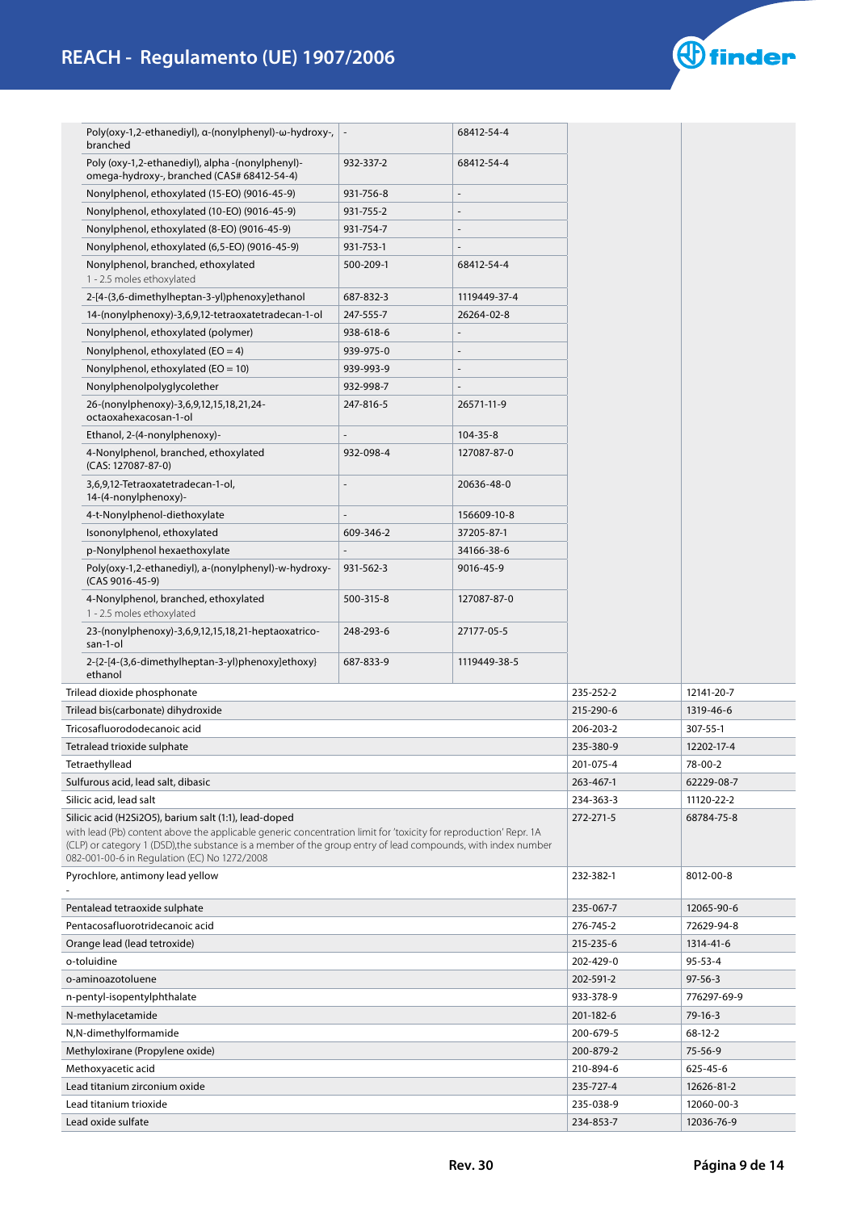| | | | | |
|---|---|---|---|---|
| | Poly(oxy-1,2-ethanediyl), α-(nonylphenyl)-ω-hydroxy-, branched | - | 68412-54-4 | | |
| | Poly (oxy-1,2-ethanediyl), alpha -(nonylphenyl)-omega-hydroxy-, branched (CAS# 68412-54-4) | 932-337-2 | 68412-54-4 | | |
| | Nonylphenol, ethoxylated (15-EO) (9016-45-9) | 931-756-8 | - | | |
| | Nonylphenol, ethoxylated (10-EO) (9016-45-9) | 931-755-2 | - | | |
| | Nonylphenol, ethoxylated (8-EO) (9016-45-9) | 931-754-7 | - | | |
| | Nonylphenol, ethoxylated (6,5-EO) (9016-45-9) | 931-753-1 | - | | |
| | Nonylphenol, branched, ethoxylated<br>1 - 2.5 moles ethoxylated | 500-209-1 | 68412-54-4 | | |
| | 2-[4-(3,6-dimethylheptan-3-yl)phenoxy]ethanol | 687-832-3 | 1119449-37-4 | | |
| | 14-(nonylphenoxy)-3,6,9,12-tetraoxatetradecan-1-ol | 247-555-7 | 26264-02-8 | | |
| | Nonylphenol, ethoxylated (polymer) | 938-618-6 | - | | |
| | Nonylphenol, ethoxylated (EO = 4) | 939-975-0 | - | | |
| | Nonylphenol, ethoxylated (EO = 10) | 939-993-9 | - | | |
| | Nonylphenolpolyglycolether | 932-998-7 | - | | |
| | 26-(nonylphenoxy)-3,6,9,12,15,18,21,24-octaoxahexacosan-1-ol | 247-816-5 | 26571-11-9 | | |
| | Ethanol, 2-(4-nonylphenoxy)- | - | 104-35-8 | | |
| | 4-Nonylphenol, branched, ethoxylated (CAS: 127087-87-0) | 932-098-4 | 127087-87-0 | | |
| | 3,6,9,12-Tetraoxatetradecan-1-ol, 14-(4-nonylphenoxy)- | - | 20636-48-0 | | |
| | 4-t-Nonylphenol-diethoxylate | - | 156609-10-8 | | |
| | Isononylphenol, ethoxylated | 609-346-2 | 37205-87-1 | | |
| | p-Nonylphenol hexaethoxylate | - | 34166-38-6 | | |
| | Poly(oxy-1,2-ethanediyl), a-(nonylphenyl)-w-hydroxy-(CAS 9016-45-9) | 931-562-3 | 9016-45-9 | | |
| | 4-Nonylphenol, branched, ethoxylated<br>1 - 2.5 moles ethoxylated | 500-315-8 | 127087-87-0 | | |
| | 23-(nonylphenoxy)-3,6,9,12,15,18,21-heptaoxatricosan-1-ol | 248-293-6 | 27177-05-5 | | |
| | 2-{2-[4-(3,6-dimethylheptan-3-yl)phenoxy]ethoxy} ethanol | 687-833-9 | 1119449-38-5 | | |
| Trilead dioxide phosphonate | | | | 235-252-2 | 12141-20-7 |
| Trilead bis(carbonate) dihydroxide | | | | 215-290-6 | 1319-46-6 |
| Tricosafluorododecanoic acid | | | | 206-203-2 | 307-55-1 |
| Tetralead trioxide sulphate | | | | 235-380-9 | 12202-17-4 |
| Tetraethyllead | | | | 201-075-4 | 78-00-2 |
| Sulfurous acid, lead salt, dibasic | | | | 263-467-1 | 62229-08-7 |
| Silicic acid, lead salt | | | | 234-363-3 | 11120-22-2 |
| Silicic acid ($H_2Si_2O_5$), barium salt (1:1), lead-doped<br>with lead (Pb) content above the applicable generic concentration limit for 'toxicity for reproduction' Repr. 1A (CLP) or category 1 (DSD),the substance is a member of the group entry of lead compounds, with index number 082-001-00-6 in Regulation (EC) No 1272/2008 | | | | 272-271-5 | 68784-75-8 |
| Pyrochlore, antimony lead yellow<br>- | | | | 232-382-1 | 8012-00-8 |
| Pentalead tetraoxide sulphate | | | | 235-067-7 | 12065-90-6 |
| Pentacosafluorotridecanoic acid | | | | 276-745-2 | 72629-94-8 |
| Orange lead (lead tetroxide) | | | | 215-235-6 | 1314-41-6 |
| o-toluidine | | | | 202-429-0 | 95-53-4 |
| o-aminoazotoluene | | | | 202-591-2 | 97-56-3 |
| n-pentyl-isopentylphthalate | | | | 933-378-9 | 776297-69-9 |
| N-methylacetamide | | | | 201-182-6 | 79-16-3 |
| N,N-dimethylformamide | | | | 200-679-5 | 68-12-2 |
| Methyloxirane (Propylene oxide) | | | | 200-879-2 | 75-56-9 |
| Methoxyacetic acid | | | | 210-894-6 | 625-45-6 |
| Lead titanium zirconium oxide | | | | 235-727-4 | 12626-81-2 |
| Lead titanium trioxide | | | | 235-038-9 | 12060-00-3 |
| Lead oxide sulfate | | | | 234-853-7 | 12036-76-9 |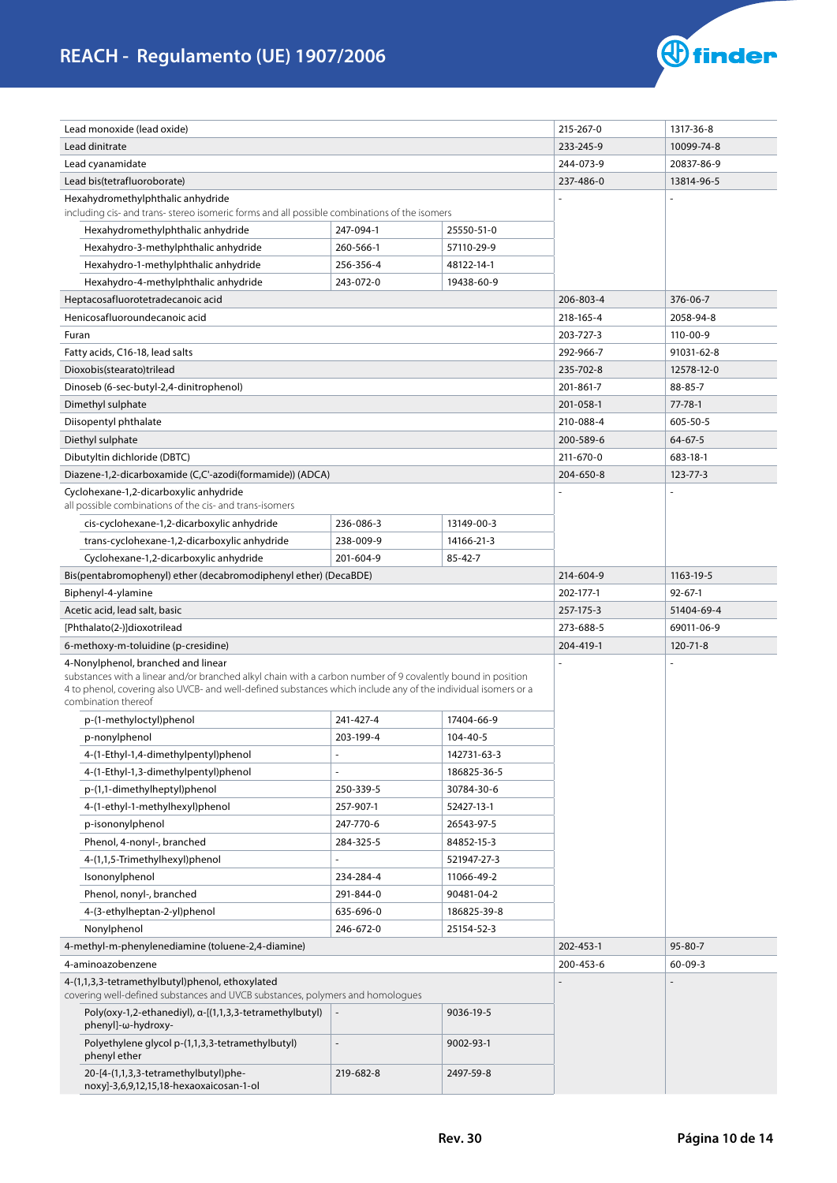| Substance | | | EC | CAS |
|---|---|---|---|---|
| Lead monoxide (lead oxide) | | | 215-267-0 | 1317-36-8 |
| Lead dinitrate | | | 233-245-9 | 10099-74-8 |
| Lead cyanamidate | | | 244-073-9 | 20837-86-9 |
| Lead bis(tetrafluoroborate) | | | 237-486-0 | 13814-96-5 |
| Hexahydromethylphthalic anhydride<br>including cis- and trans- stereo isomeric forms and all possible combinations of the isomers | | | - | - |
| | Hexahydromethylphthalic anhydride | 247-094-1 / 25550-51-0 | | |
| | Hexahydro-3-methylphthalic anhydride | 260-566-1 / 57110-29-9 | | |
| | Hexahydro-1-methylphthalic anhydride | 256-356-4 / 48122-14-1 | | |
| | Hexahydro-4-methylphthalic anhydride | 243-072-0 / 19438-60-9 | | |
| Heptacosafluorotetradecanoic acid | | | 206-803-4 | 376-06-7 |
| Henicosafluoroundecanoic acid | | | 218-165-4 | 2058-94-8 |
| Furan | | | 203-727-3 | 110-00-9 |
| Fatty acids, C16-18, lead salts | | | 292-966-7 | 91031-62-8 |
| Dioxobis(stearato)trilead | | | 235-702-8 | 12578-12-0 |
| Dinoseb (6-sec-butyl-2,4-dinitrophenol) | | | 201-861-7 | 88-85-7 |
| Dimethyl sulphate | | | 201-058-1 | 77-78-1 |
| Diisopentyl phthalate | | | 210-088-4 | 605-50-5 |
| Diethyl sulphate | | | 200-589-6 | 64-67-5 |
| Dibutyltin dichloride (DBTC) | | | 211-670-0 | 683-18-1 |
| Diazene-1,2-dicarboxamide (C,C'-azodi(formamide)) (ADCA) | | | 204-650-8 | 123-77-3 |
| Cyclohexane-1,2-dicarboxylic anhydride<br>all possible combinations of the cis- and trans-isomers | | | - | - |
| | cis-cyclohexane-1,2-dicarboxylic anhydride | 236-086-3 / 13149-00-3 | | |
| | trans-cyclohexane-1,2-dicarboxylic anhydride | 238-009-9 / 14166-21-3 | | |
| | Cyclohexane-1,2-dicarboxylic anhydride | 201-604-9 / 85-42-7 | | |
| Bis(pentabromophenyl) ether (decabromodiphenyl ether) (DecaBDE) | | | 214-604-9 | 1163-19-5 |
| Biphenyl-4-ylamine | | | 202-177-1 | 92-67-1 |
| Acetic acid, lead salt, basic | | | 257-175-3 | 51404-69-4 |
| [Phthalato(2-)]dioxotrilead | | | 273-688-5 | 69011-06-9 |
| 6-methoxy-m-toluidine (p-cresidine) | | | 204-419-1 | 120-71-8 |
| 4-Nonylphenol, branched and linear<br>substances with a linear and/or branched alkyl chain with a carbon number of 9 covalently bound in position 4 to phenol, covering also UVCB- and well-defined substances which include any of the individual isomers or a combination thereof | | | - | - |
| | p-(1-methyloctyl)phenol | 241-427-4 / 17404-66-9 | | |
| | p-nonylphenol | 203-199-4 / 104-40-5 | | |
| | 4-(1-Ethyl-1,4-dimethylpentyl)phenol | - / 142731-63-3 | | |
| | 4-(1-Ethyl-1,3-dimethylpentyl)phenol | - / 186825-36-5 | | |
| | p-(1,1-dimethylheptyl)phenol | 250-339-5 / 30784-30-6 | | |
| | 4-(1-ethyl-1-methylhexyl)phenol | 257-907-1 / 52427-13-1 | | |
| | p-isononylphenol | 247-770-6 / 26543-97-5 | | |
| | Phenol, 4-nonyl-, branched | 284-325-5 / 84852-15-3 | | |
| | 4-(1,1,5-Trimethylhexyl)phenol | - / 521947-27-3 | | |
| | Isononylphenol | 234-284-4 / 11066-49-2 | | |
| | Phenol, nonyl-, branched | 291-844-0 / 90481-04-2 | | |
| | 4-(3-ethylheptan-2-yl)phenol | 635-696-0 / 186825-39-8 | | |
| | Nonylphenol | 246-672-0 / 25154-52-3 | | |
| 4-methyl-m-phenylenediamine (toluene-2,4-diamine) | | | 202-453-1 | 95-80-7 |
| 4-aminoazobenzene | | | 200-453-6 | 60-09-3 |
| 4-(1,1,3,3-tetramethylbutyl)phenol, ethoxylated<br>covering well-defined substances and UVCB substances, polymers and homologues | | | - | - |
| | Poly(oxy-1,2-ethanediyl), α-[(1,1,3,3-tetramethylbutyl)phenyl]-ω-hydroxy- | - / 9036-19-5 | | |
| | Polyethylene glycol p-(1,1,3,3-tetramethylbutyl)phenyl ether | - / 9002-93-1 | | |
| | 20-[4-(1,1,3,3-tetramethylbutyl)phenoxy]-3,6,9,12,15,18-hexaoxaicosan-1-ol | 219-682-8 / 2497-59-8 | | |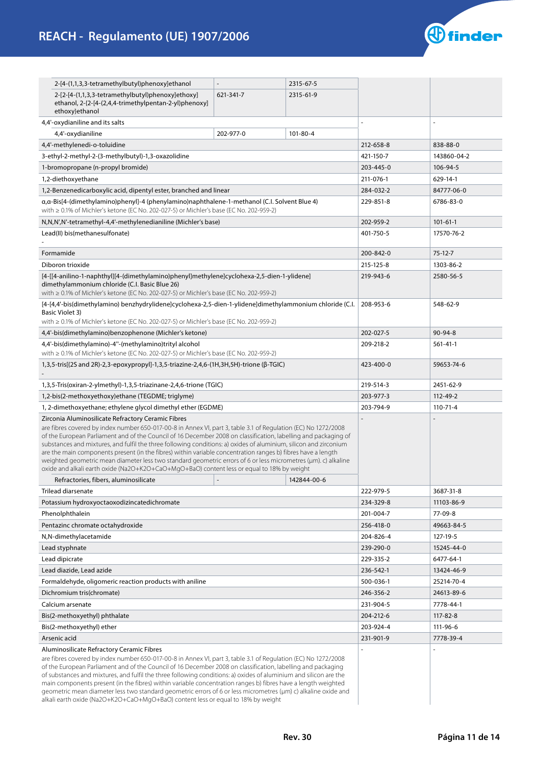| Substance | EC No. | CAS No. |
|---|---|---|
| 2-[4-(1,1,3,3-tetramethylbutyl)phenoxy]ethanol \| - \| 2315-67-5 | | |
| 2-[2-[4-(1,1,3,3-tetramethylbutyl)phenoxy]ethoxy]ethanol, 2-[2-[4-(2,4,4-trimethylpentan-2-yl)phenoxy]ethoxy]ethanol \| 621-341-7 \| 2315-61-9 | | |
| 4,4'-oxydianiline and its salts | - | - |
| 4,4'-oxydianiline \| 202-977-0 \| 101-80-4 | | |
| 4,4'-methylenedi-o-toluidine | 212-658-8 | 838-88-0 |
| 3-ethyl-2-methyl-2-(3-methylbutyl)-1,3-oxazolidine | 421-150-7 | 143860-04-2 |
| 1-bromopropane (n-propyl bromide) | 203-445-0 | 106-94-5 |
| 1,2-diethoxyethane | 211-076-1 | 629-14-1 |
| 1,2-Benzenedicarboxylic acid, dipentyl ester, branched and linear | 284-032-2 | 84777-06-0 |
| α,α-Bis[4-(dimethylamino)phenyl]-4 (phenylamino)naphthalene-1-methanol (C.I. Solvent Blue 4) with ≥ 0.1% of Michler's ketone (EC No. 202-027-5) or Michler's base (EC No. 202-959-2) | 229-851-8 | 6786-83-0 |
| N,N,N',N'-tetramethyl-4,4'-methylenedianiline (Michler's base) | 202-959-2 | 101-61-1 |
| Lead(II) bis(methanesulfonate) - | 401-750-5 | 17570-76-2 |
| Formamide | 200-842-0 | 75-12-7 |
| Diboron trioxide | 215-125-8 | 1303-86-2 |
| [4-[[4-anilino-1-naphthyl][4-(dimethylamino)phenyl]methylene]cyclohexa-2,5-dien-1-ylidene] dimethylammonium chloride (C.I. Basic Blue 26) with ≥ 0.1% of Michler's ketone (EC No. 202-027-5) or Michler's base (EC No. 202-959-2) | 219-943-6 | 2580-56-5 |
| [4-[4,4'-bis(dimethylamino) benzhydrylidene]cyclohexa-2,5-dien-1-ylidene]dimethylammonium chloride (C.I. Basic Violet 3) with ≥ 0.1% of Michler's ketone (EC No. 202-027-5) or Michler's base (EC No. 202-959-2) | 208-953-6 | 548-62-9 |
| 4,4'-bis(dimethylamino)benzophenone (Michler's ketone) | 202-027-5 | 90-94-8 |
| 4,4'-bis(dimethylamino)-4''-(methylamino)trityl alcohol with ≥ 0.1% of Michler's ketone (EC No. 202-027-5) or Michler's base (EC No. 202-959-2) | 209-218-2 | 561-41-1 |
| 1,3,5-tris[(2S and 2R)-2,3-epoxypropyl]-1,3,5-triazine-2,4,6-(1H,3H,5H)-trione (β-TGIC) - | 423-400-0 | 59653-74-6 |
| 1,3,5-Tris(oxiran-2-ylmethyl)-1,3,5-triazinane-2,4,6-trione (TGIC) | 219-514-3 | 2451-62-9 |
| 1,2-bis(2-methoxyethoxy)ethane (TEGDME; triglyme) | 203-977-3 | 112-49-2 |
| 1, 2-dimethoxyethane; ethylene glycol dimethyl ether (EGDME) | 203-794-9 | 110-71-4 |
| Zirconia Aluminosilicate Refractory Ceramic Fibres are fibres covered by index number 650-017-00-8 in Annex VI, part 3, table 3.1 of Regulation (EC) No 1272/2008 of the European Parliament and of the Council of 16 December 2008 on classification, labelling and packaging of substances and mixtures, and fulfil the three following conditions: a) oxides of aluminium, silicon and zirconium are the main components present (in the fibres) within variable concentration ranges b) fibres have a length weighted geometric mean diameter less two standard geometric errors of 6 or less micrometres (µm). c) alkaline oxide and alkali earth oxide (Na2O+K2O+CaO+MgO+BaO) content less or equal to 18% by weight | - | - |
| Refractories, fibers, aluminosilicate \| - \| 142844-00-6 | | |
| Trilead diarsenate | 222-979-5 | 3687-31-8 |
| Potassium hydroxyoctaoxodizincatedichromate | 234-329-8 | 11103-86-9 |
| Phenolphthalein | 201-004-7 | 77-09-8 |
| Pentazinc chromate octahydroxide | 256-418-0 | 49663-84-5 |
| N,N-dimethylacetamide | 204-826-4 | 127-19-5 |
| Lead styphnate | 239-290-0 | 15245-44-0 |
| Lead dipicrate | 229-335-2 | 6477-64-1 |
| Lead diazide, Lead azide | 236-542-1 | 13424-46-9 |
| Formaldehyde, oligomeric reaction products with aniline | 500-036-1 | 25214-70-4 |
| Dichromium tris(chromate) | 246-356-2 | 24613-89-6 |
| Calcium arsenate | 231-904-5 | 7778-44-1 |
| Bis(2-methoxyethyl) phthalate | 204-212-6 | 117-82-8 |
| Bis(2-methoxyethyl) ether | 203-924-4 | 111-96-6 |
| Arsenic acid | 231-901-9 | 7778-39-4 |
| Aluminosilicate Refractory Ceramic Fibres are fibres covered by index number 650-017-00-8 in Annex VI, part 3, table 3.1 of Regulation (EC) No 1272/2008 of the European Parliament and of the Council of 16 December 2008 on classification, labelling and packaging of substances and mixtures, and fulfil the three following conditions: a) oxides of aluminium and silicon are the main components present (in the fibres) within variable concentration ranges b) fibres have a length weighted geometric mean diameter less two standard geometric errors of 6 or less micrometres (µm) c) alkaline oxide and alkali earth oxide (Na2O+K2O+CaO+MgO+BaO) content less or equal to 18% by weight | - | - |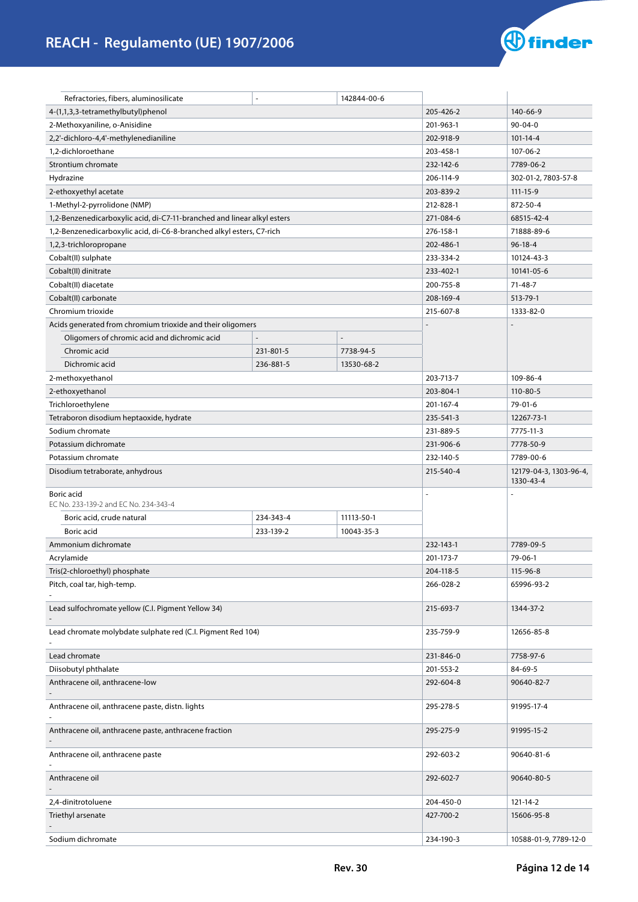| | | | EC | CAS |
|---|---|---|---|---|
| | Refractories, fibers, aluminosilicate | - | 142844-00-6 | | |
| 4-(1,1,3,3-tetramethylbutyl)phenol | | | 205-426-2 | 140-66-9 |
| 2-Methoxyaniline, o-Anisidine | | | 201-963-1 | 90-04-0 |
| 2,2'-dichloro-4,4'-methylenedianiline | | | 202-918-9 | 101-14-4 |
| 1,2-dichloroethane | | | 203-458-1 | 107-06-2 |
| Strontium chromate | | | 232-142-6 | 7789-06-2 |
| Hydrazine | | | 206-114-9 | 302-01-2, 7803-57-8 |
| 2-ethoxyethyl acetate | | | 203-839-2 | 111-15-9 |
| 1-Methyl-2-pyrrolidone (NMP) | | | 212-828-1 | 872-50-4 |
| 1,2-Benzenedicarboxylic acid, di-C7-11-branched and linear alkyl esters | | | 271-084-6 | 68515-42-4 |
| 1,2-Benzenedicarboxylic acid, di-C6-8-branched alkyl esters, C7-rich | | | 276-158-1 | 71888-89-6 |
| 1,2,3-trichloropropane | | | 202-486-1 | 96-18-4 |
| Cobalt(II) sulphate | | | 233-334-2 | 10124-43-3 |
| Cobalt(II) dinitrate | | | 233-402-1 | 10141-05-6 |
| Cobalt(II) diacetate | | | 200-755-8 | 71-48-7 |
| Cobalt(II) carbonate | | | 208-169-4 | 513-79-1 |
| Chromium trioxide | | | 215-607-8 | 1333-82-0 |
| Acids generated from chromium trioxide and their oligomers | | | - | - |
| | Oligomers of chromic acid and dichromic acid | - | - | | |
| | Chromic acid | 231-801-5 | 7738-94-5 | | |
| | Dichromic acid | 236-881-5 | 13530-68-2 | | |
| 2-methoxyethanol | | | 203-713-7 | 109-86-4 |
| 2-ethoxyethanol | | | 203-804-1 | 110-80-5 |
| Trichloroethylene | | | 201-167-4 | 79-01-6 |
| Tetraboron disodium heptaoxide, hydrate | | | 235-541-3 | 12267-73-1 |
| Sodium chromate | | | 231-889-5 | 7775-11-3 |
| Potassium dichromate | | | 231-906-6 | 7778-50-9 |
| Potassium chromate | | | 232-140-5 | 7789-00-6 |
| Disodium tetraborate, anhydrous | | | 215-540-4 | 12179-04-3, 1303-96-4, 1330-43-4 |
| Boric acid<br>EC No. 233-139-2 and EC No. 234-343-4 | | | - | - |
| | Boric acid, crude natural | 234-343-4 | 11113-50-1 | | |
| | Boric acid | 233-139-2 | 10043-35-3 | | |
| Ammonium dichromate | | | 232-143-1 | 7789-09-5 |
| Acrylamide | | | 201-173-7 | 79-06-1 |
| Tris(2-chloroethyl) phosphate | | | 204-118-5 | 115-96-8 |
| Pitch, coal tar, high-temp.<br>- | | | 266-028-2 | 65996-93-2 |
| Lead sulfochromate yellow (C.I. Pigment Yellow 34)<br>- | | | 215-693-7 | 1344-37-2 |
| Lead chromate molybdate sulphate red (C.I. Pigment Red 104)<br>- | | | 235-759-9 | 12656-85-8 |
| Lead chromate | | | 231-846-0 | 7758-97-6 |
| Diisobutyl phthalate | | | 201-553-2 | 84-69-5 |
| Anthracene oil, anthracene-low<br>- | | | 292-604-8 | 90640-82-7 |
| Anthracene oil, anthracene paste, distn. lights<br>- | | | 295-278-5 | 91995-17-4 |
| Anthracene oil, anthracene paste, anthracene fraction<br>- | | | 295-275-9 | 91995-15-2 |
| Anthracene oil, anthracene paste<br>- | | | 292-603-2 | 90640-81-6 |
| Anthracene oil<br>- | | | 292-602-7 | 90640-80-5 |
| 2,4-dinitrotoluene | | | 204-450-0 | 121-14-2 |
| Triethyl arsenate<br>- | | | 427-700-2 | 15606-95-8 |
| Sodium dichromate | | | 234-190-3 | 10588-01-9, 7789-12-0 |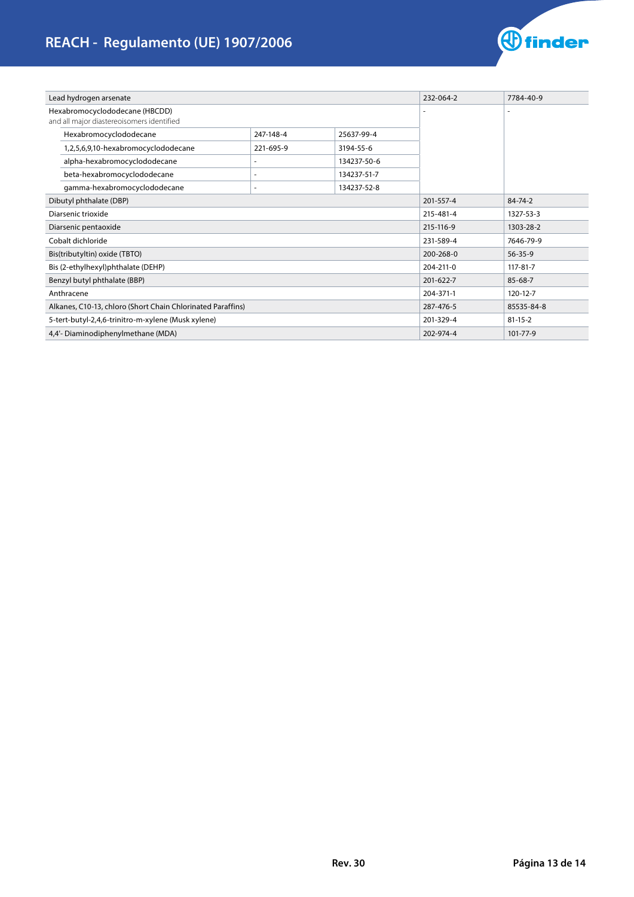| | | | EC | CAS |
|---|---|---|---|---|
| Lead hydrogen arsenate | | | 232-064-2 | 7784-40-9 |
| Hexabromocyclododecane (HBCDD) and all major diastereoisomers identified | | | - | - |
| | Hexabromocyclododecane | 247-148-4 | 25637-99-4 | |
| | 1,2,5,6,9,10-hexabromocyclododecane | 221-695-9 | 3194-55-6 | |
| | alpha-hexabromocyclododecane | - | 134237-50-6 | |
| | beta-hexabromocyclododecane | - | 134237-51-7 | |
| | gamma-hexabromocyclododecane | - | 134237-52-8 | |
| Dibutyl phthalate (DBP) | | | 201-557-4 | 84-74-2 |
| Diarsenic trioxide | | | 215-481-4 | 1327-53-3 |
| Diarsenic pentaoxide | | | 215-116-9 | 1303-28-2 |
| Cobalt dichloride | | | 231-589-4 | 7646-79-9 |
| Bis(tributyltin) oxide (TBTO) | | | 200-268-0 | 56-35-9 |
| Bis (2-ethylhexyl)phthalate (DEHP) | | | 204-211-0 | 117-81-7 |
| Benzyl butyl phthalate (BBP) | | | 201-622-7 | 85-68-7 |
| Anthracene | | | 204-371-1 | 120-12-7 |
| Alkanes, C10-13, chloro (Short Chain Chlorinated Paraffins) | | | 287-476-5 | 85535-84-8 |
| 5-tert-butyl-2,4,6-trinitro-m-xylene (Musk xylene) | | | 201-329-4 | 81-15-2 |
| 4,4'- Diaminodiphenylmethane (MDA) | | | 202-974-4 | 101-77-9 |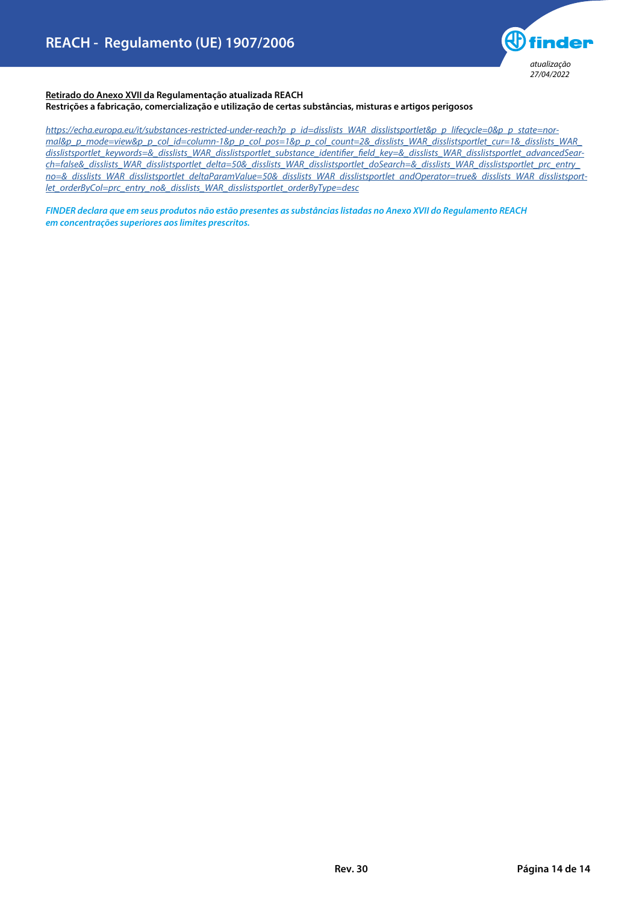Retirado do Anexo XVII da Regulamentação atualizada REACH
**Restrições a fabricação, comercialização e utilização de certas substâncias, misturas e artigos perigosos**

*https://echa.europa.eu/it/substances-restricted-under-reach?p_p_id=disslists_WAR_disslistsportlet&p_p_lifecycle=0&p_p_state=normal&p_p_mode=view&p_p_col_id=column-1&p_p_col_pos=1&p_p_col_count=2&_disslists_WAR_disslistsportlet_cur=1&_disslists_WAR_disslistsportlet_keywords=&_disslists_WAR_disslistsportlet_substance_identifier_field_key=&_disslists_WAR_disslistsportlet_advancedSearch=false&_disslists_WAR_disslistsportlet_delta=50&_disslists_WAR_disslistsportlet_doSearch=&_disslists_WAR_disslistsportlet_prc_entry_no=&_disslists_WAR_disslistsportlet_deltaParamValue=50&_disslists_WAR_disslistsportlet_andOperator=true&_disslists_WAR_disslistsportlet_orderByCol=prc_entry_no&_disslists_WAR_disslistsportlet_orderByType=desc*

***FINDER declara que em seus produtos não estão presentes as substâncias listadas no Anexo XVII do Regulamento REACH em concentrações superiores aos limites prescritos.***